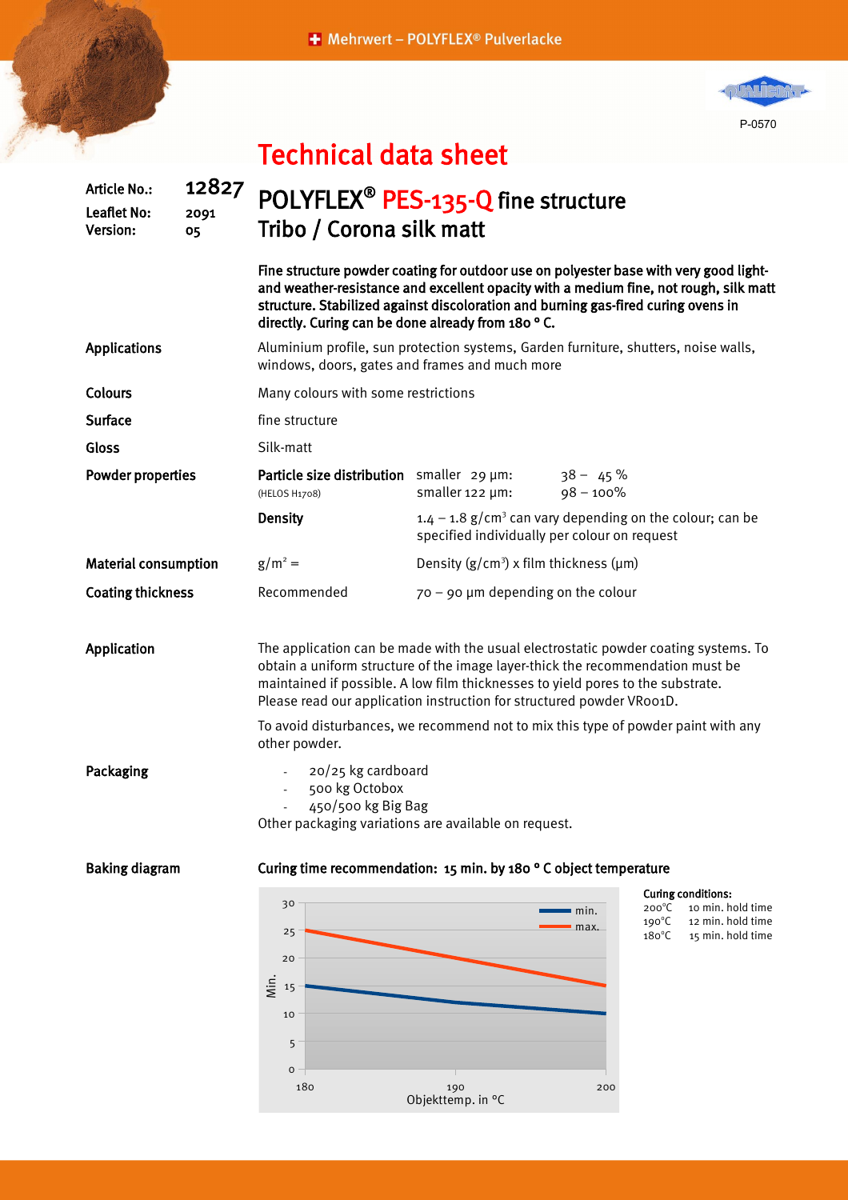# Technical data sheet

**Article No.:** 12827
**Leaflet No:** 2091
**Version:** 05

## POLYFLEX® PES-135-Q fine structure
## Tribo / Corona silk matt

**Fine structure powder coating for outdoor use on polyester base with very good light- and weather-resistance and excellent opacity with a medium fine, not rough, silk matt structure. Stabilized against discoloration and burning gas-fired curing ovens in directly. Curing can be done already from 180 ° C.**

**Applications**
Aluminium profile, sun protection systems, Garden furniture, shutters, noise walls, windows, doors, gates and frames and much more

**Colours**
Many colours with some restrictions

**Surface**
fine structure

**Gloss**
Silk-matt

**Powder properties**

| | | |
|---|---|---|
| **Particle size distribution** (HELOS H1708) | smaller 29 µm: | 38 – 45 % |
| | smaller 122 µm: | 98 – 100% |
| **Density** | $1.4 – 1.8$ g/cm³ can vary depending on the colour; can be specified individually per colour on request | |

**Material consumption**
g/m² = Density (g/cm³) x film thickness (µm)

**Coating thickness**
Recommended 70 – 90 µm depending on the colour

**Application**
The application can be made with the usual electrostatic powder coating systems. To obtain a uniform structure of the image layer-thick the recommendation must be maintained if possible. A low film thicknesses to yield pores to the substrate. Please read our application instruction for structured powder VR001D.

To avoid disturbances, we recommend not to mix this type of powder paint with any other powder.

**Packaging**
- 20/25 kg cardboard
- 500 kg Octobox
- 450/500 kg Big Bag

Other packaging variations are available on request.

**Baking diagram**

**Curing time recommendation: 15 min. by 180 ° C object temperature**

Chart (Min. vs. Objekttemp. in °C):

| Objekttemp. in °C | min. | max. |
|---|---|---|
| 180 | 15 | 25 |
| 190 | 12 | 20 |
| 200 | 10 | 15 |

**Curing conditions:**
200°C 10 min. hold time
190°C 12 min. hold time
180°C 15 min. hold time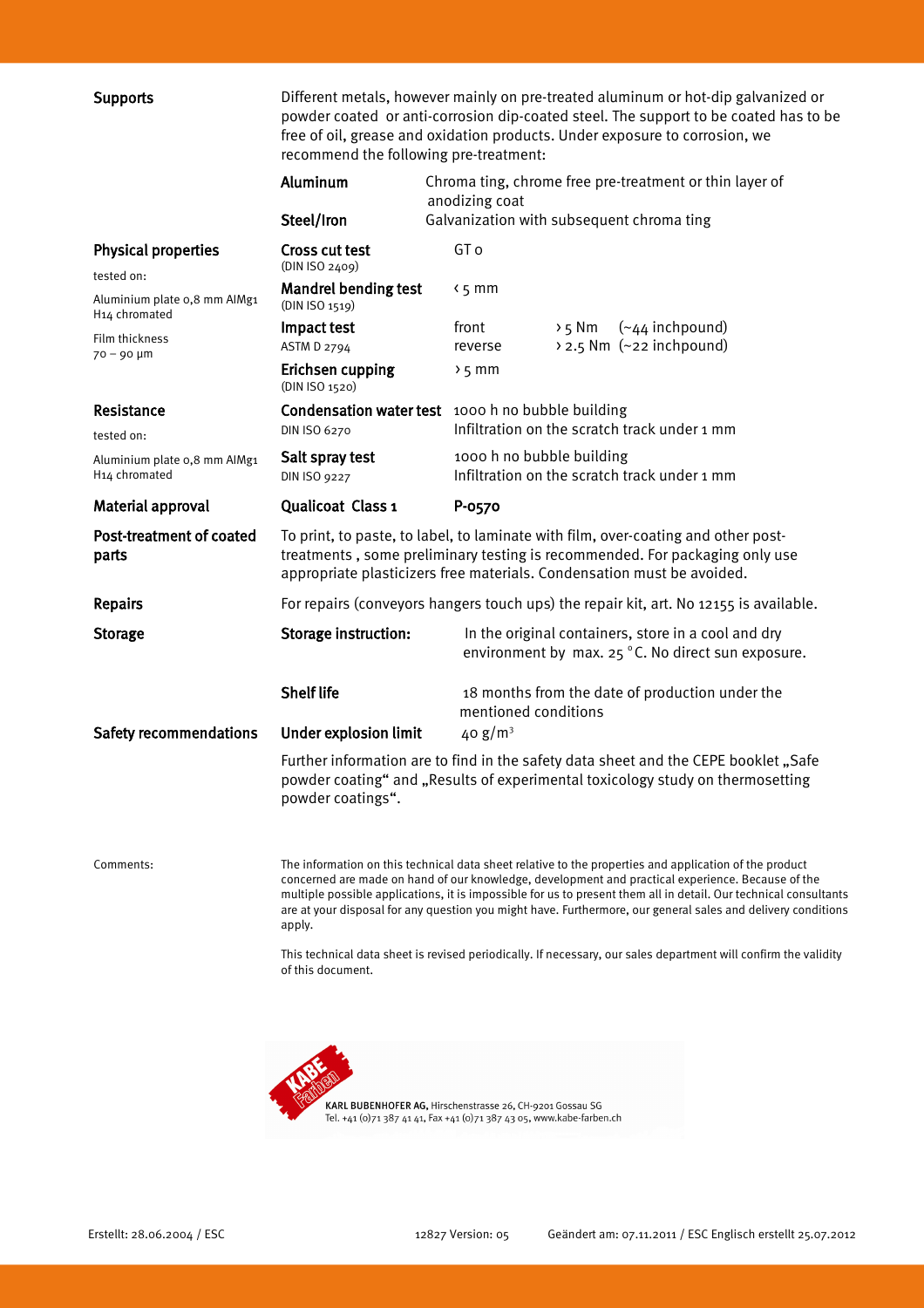**Supports**

Different metals, however mainly on pre-treated aluminum or hot-dip galvanized or powder coated or anti-corrosion dip-coated steel. The support to be coated has to be free of oil, grease and oxidation products. Under exposure to corrosion, we recommend the following pre-treatment:

| | |
|---|---|
| **Aluminum** | Chroma ting, chrome free pre-treatment or thin layer of anodizing coat |
| **Steel/Iron** | Galvanization with subsequent chroma ting |

**Physical properties**

tested on:

Aluminium plate 0,8 mm AlMg1 H14 chromated

Film thickness 70 – 90 µm

| | | | |
|---|---|---|---|
| **Cross cut test** (DIN ISO 2409) | GT 0 | | |
| **Mandrel bending test** (DIN ISO 1519) | < 5 mm | | |
| **Impact test** ASTM D 2794 | front | > 5 Nm | (~44 inchpound) |
| | reverse | > 2.5 Nm | (~22 inchpound) |
| **Erichsen cupping** (DIN ISO 1520) | > 5 mm | | |

**Resistance**

tested on:

Aluminium plate 0,8 mm AlMg1 H14 chromated

| | |
|---|---|
| **Condensation water test** DIN ISO 6270 | 1000 h no bubble building<br>Infiltration on the scratch track under 1 mm |
| **Salt spray test** DIN ISO 9227 | 1000 h no bubble building<br>Infiltration on the scratch track under 1 mm |

**Material approval** — **Qualicoat Class 1** — **P-0570**

**Post-treatment of coated parts**

To print, to paste, to label, to laminate with film, over-coating and other post-treatments , some preliminary testing is recommended. For packaging only use appropriate plasticizers free materials. Condensation must be avoided.

**Repairs**

For repairs (conveyors hangers touch ups) the repair kit, art. No 12155 is available.

**Storage**

| | |
|---|---|
| **Storage instruction:** | In the original containers, store in a cool and dry environment by max. 25 °C. No direct sun exposure. |
| **Shelf life** | 18 months from the date of production under the mentioned conditions |

**Safety recommendations**

**Under explosion limit** 40 g/m³

Further information are to find in the safety data sheet and the CEPE booklet „Safe powder coating" and „Results of experimental toxicology study on thermosetting powder coatings".

Comments:

The information on this technical data sheet relative to the properties and application of the product concerned are made on hand of our knowledge, development and practical experience. Because of the multiple possible applications, it is impossible for us to present them all in detail. Our technical consultants are at your disposal for any question you might have. Furthermore, our general sales and delivery conditions apply.

This technical data sheet is revised periodically. If necessary, our sales department will confirm the validity of this document.

KABE Farben

**KARL BUBENHOFER AG**, Hirschenstrasse 26, CH-9201 Gossau SG
Tel. +41 (0)71 387 41 41, Fax +41 (0)71 387 43 05, www.kabe-farben.ch

Erstellt: 28.06.2004 / ESC 12827 Version: 05 Geändert am: 07.11.2011 / ESC Englisch erstellt 25.07.2012